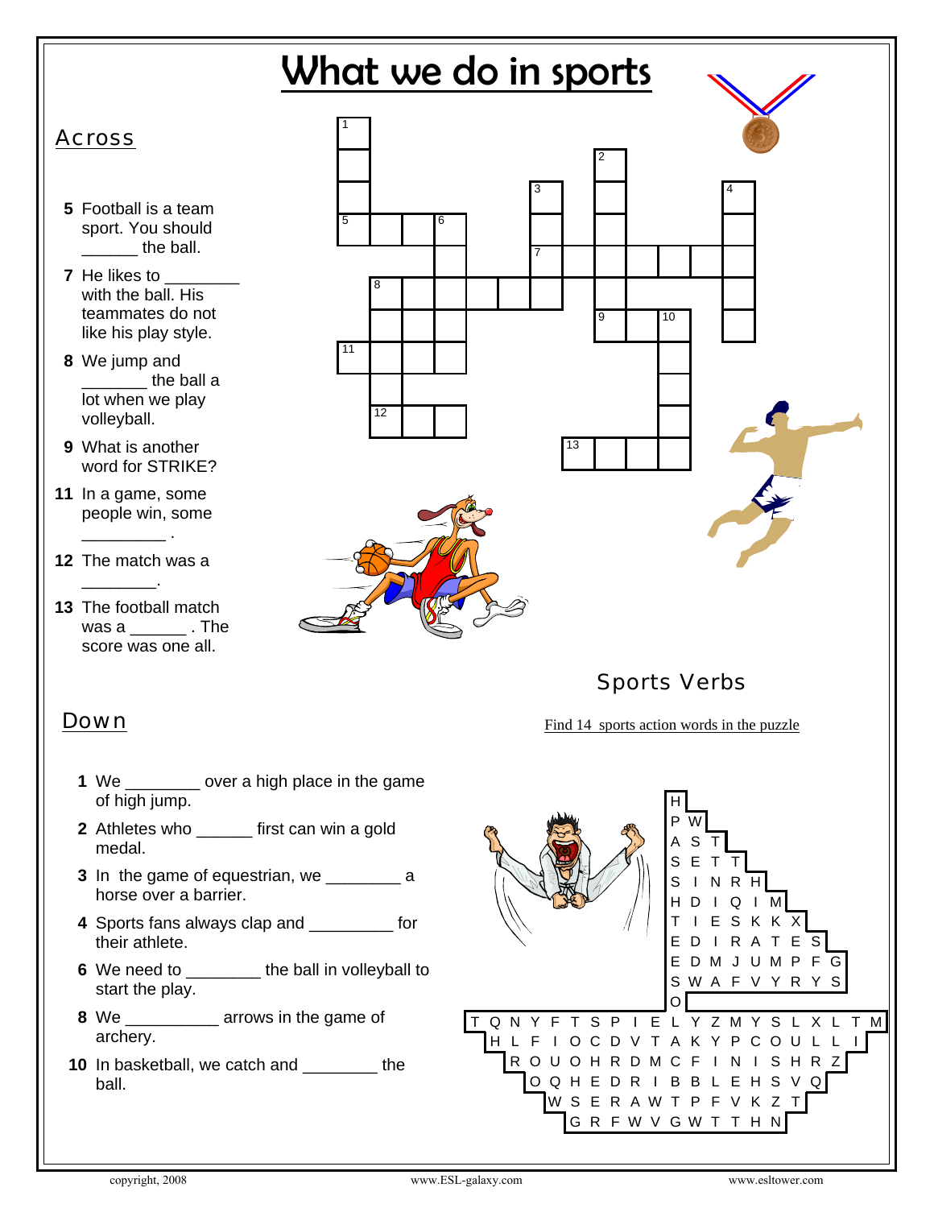# What we do in sports

## Across

**5** Football is a team sport. You should ______ the ball.

**7** He likes to ________ with the ball. His teammates do not like his play style.

**8** We jump and _______ the ball a lot when we play volleyball.

**9** What is another word for STRIKE?

**11** In a game, some people win, some _________ .

**12** The match was a ________.

**13** The football match was a ______ . The score was one all.

## Down

**1** We ________ over a high place in the game of high jump.

**2** Athletes who ______ first can win a gold medal.

**3** In the game of equestrian, we ________ a horse over a barrier.

**4** Sports fans always clap and _________ for their athlete.

**6** We need to ________ the ball in volleyball to start the play.

**8** We __________ arrows in the game of archery.

**10** In basketball, we catch and ________ the ball.

## Sports Verbs

Find 14 sports action words in the puzzle

```
H
P W
A S T
S E T T
S I N R H
H D I Q I M
T I E S K K X
E D I R A T E S
E D M J U M P F G
S W A F V Y R Y S
O
T Q N Y F T S P I E L Y Z M Y S L X L T M
H L F I O C D V T A K Y P C O U L L I
R O U O H R D M C F I N I S H R Z
O Q H E D R I B B L E H S V Q
W S E R A W T P F V K Z T
G R F W V G W T T H N
```

copyright, 2008 www.ESL-galaxy.com www.esltower.com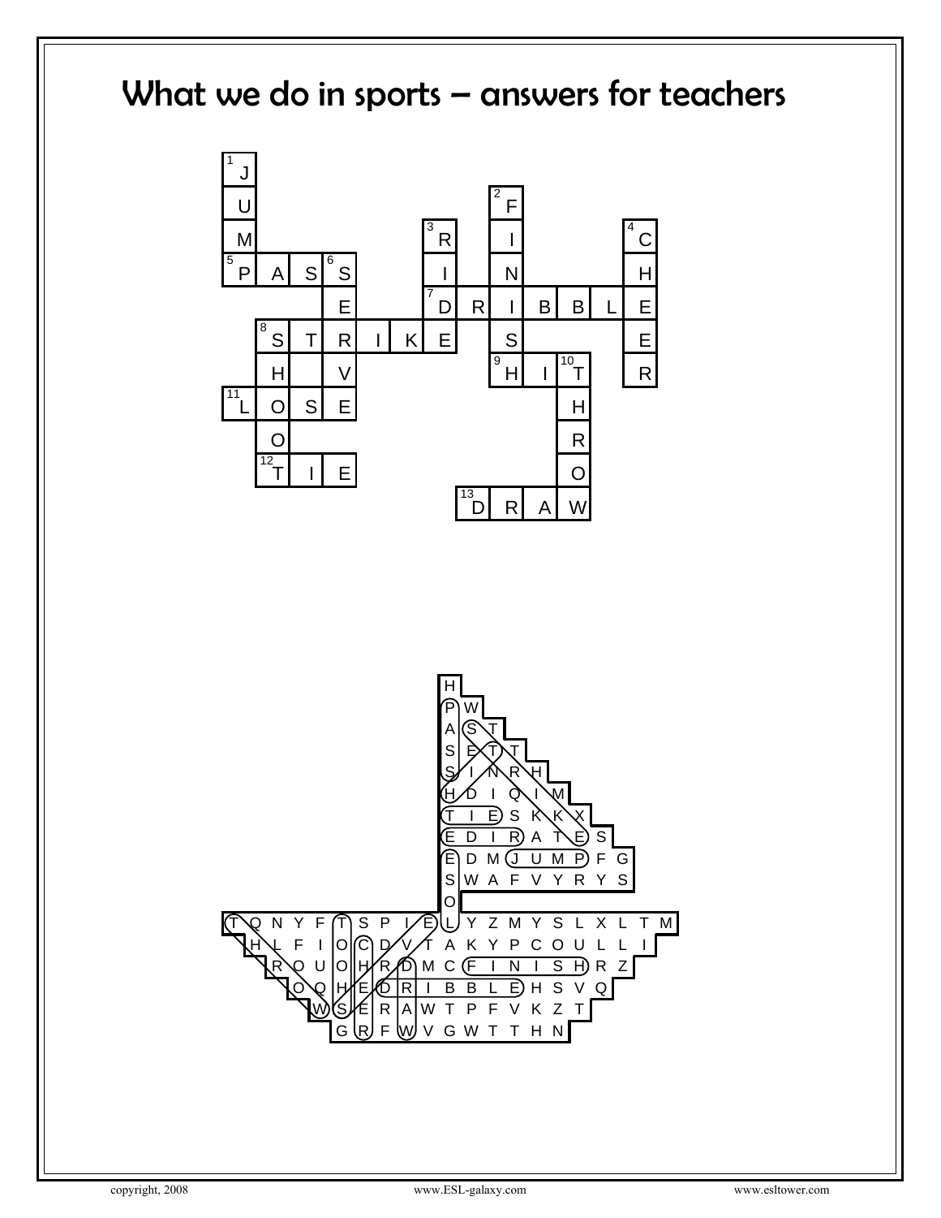# What we do in sports – answers for teachers

**Crossword answers**

- 1. JUMP
- 2. FINISH
- 3. RIDE
- 4. CHEER
- 5. PASS
- 6. SERVE
- 7. DRIBBLE
- 8. STRIKE / SHOOT
- 9. HIT
- 10. THROW
- 11. LOSE
- 12. TIE
- 13. DRAW

**Word search**

```
                         H
                         P W
                         A S T
                         S E T T
                         S I N R H
                         H D I Q I M
                         T I E S K K X
                         E D I R A T E S
                         E D M J U M P F G
                         S W A F V Y R Y S
                         O
T Q N Y F T S P I E L Y Z M Y S L X L T M
  H L F I O C D V T A K Y P C O U L L I
    R O U O H R D M C F I N I S H R Z
      O Q H E D R I B B L E H S V Q
        W S E R A W T P F V K Z T
          G R F W V G W T T H N
```

copyright, 2008 www.ESL-galaxy.com www.esltower.com